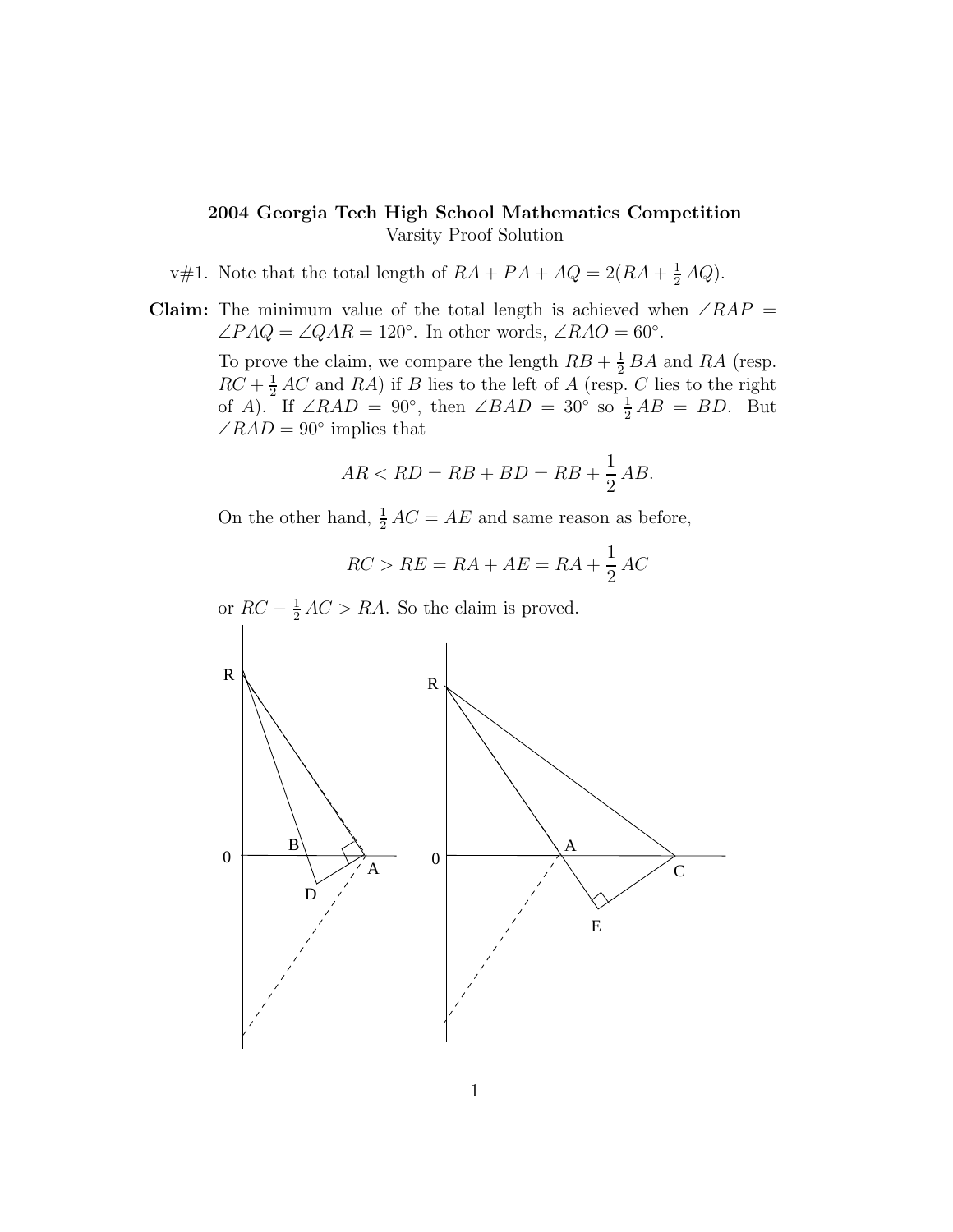**2004 Georgia Tech High School Mathematics Competition**
Varsity Proof Solution

v#1. Note that the total length of $RA + PA + AQ = 2(RA + \frac{1}{2}AQ)$.

**Claim:** The minimum value of the total length is achieved when $\angle RAP = \angle PAQ = \angle QAR = 120^\circ$. In other words, $\angle RAO = 60^\circ$.

To prove the claim, we compare the length $RB + \frac{1}{2}BA$ and $RA$ (resp. $RC + \frac{1}{2}AC$ and $RA$) if $B$ lies to the left of $A$ (resp. $C$ lies to the right of $A$). If $\angle RAD = 90^\circ$, then $\angle BAD = 30^\circ$ so $\frac{1}{2}AB = BD$. But $\angle RAD = 90^\circ$ implies that

$$AR < RD = RB + BD = RB + \frac{1}{2}AB.$$

On the other hand, $\frac{1}{2}AC = AE$ and same reason as before,

$$RC > RE = RA + AE = RA + \frac{1}{2}AC$$

or $RC - \frac{1}{2}AC > RA$. So the claim is proved.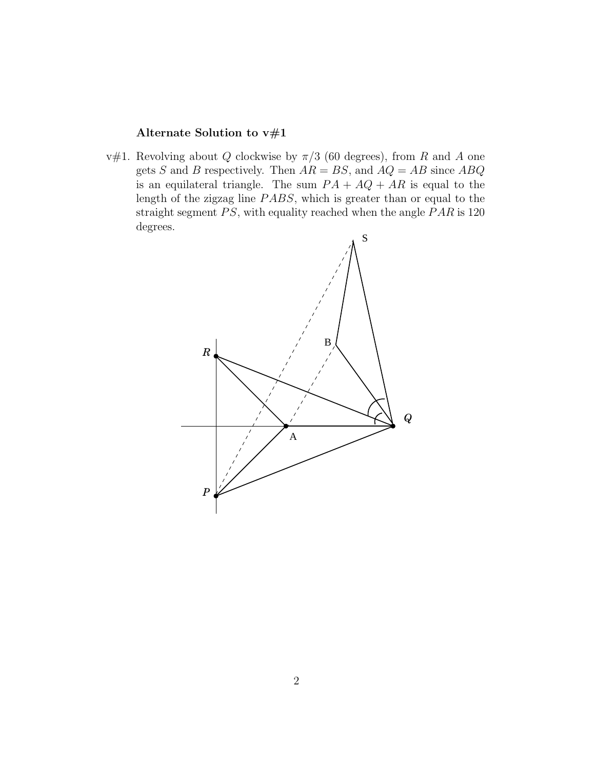**Alternate Solution to v#1**

v#1. Revolving about $Q$ clockwise by $\pi/3$ (60 degrees), from $R$ and $A$ one gets $S$ and $B$ respectively. Then $AR = BS$, and $AQ = AB$ since $ABQ$ is an equilateral triangle. The sum $PA + AQ + AR$ is equal to the length of the zigzag line $PABS$, which is greater than or equal to the straight segment $PS$, with equality reached when the angle $PAR$ is 120 degrees.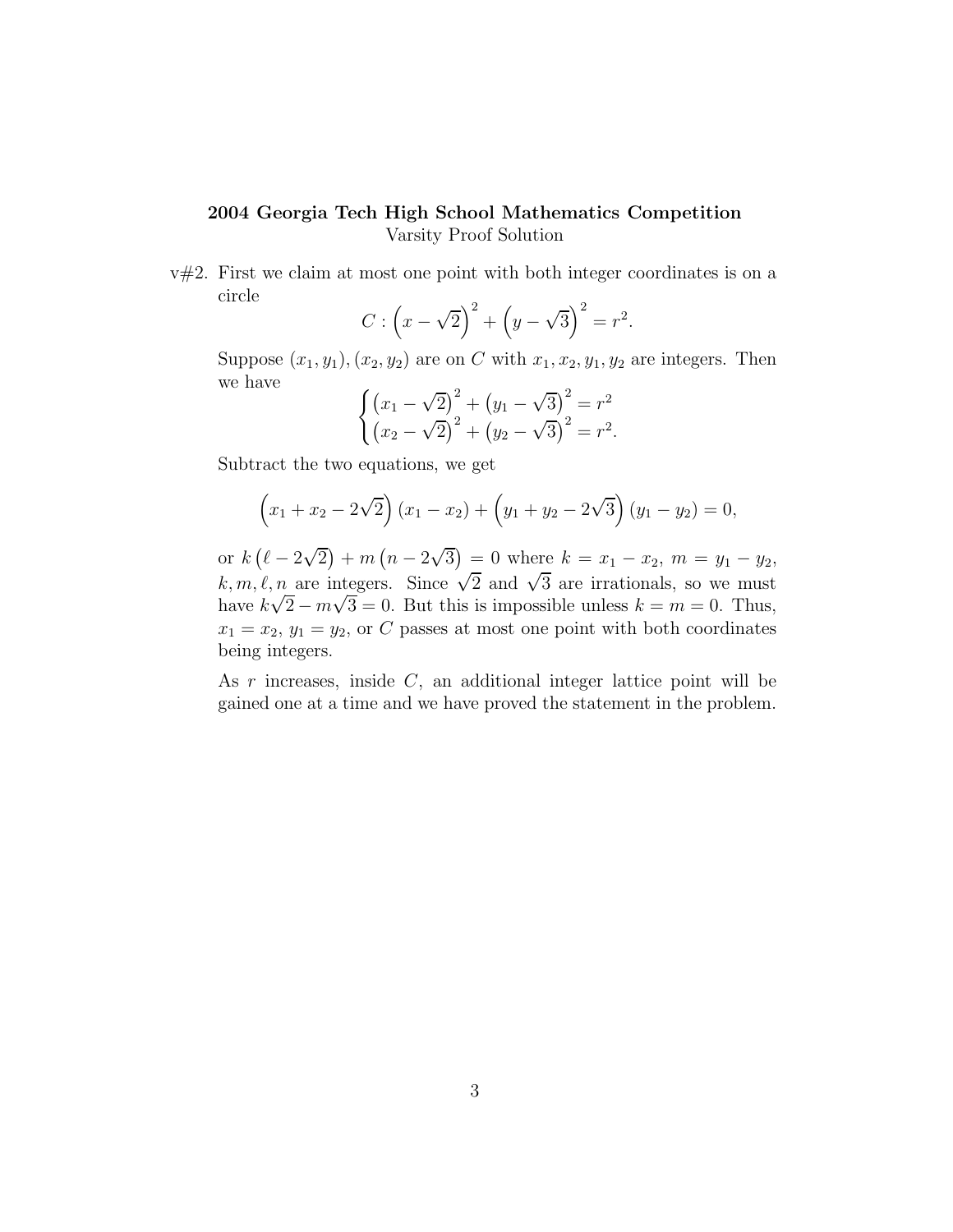**2004 Georgia Tech High School Mathematics Competition**
Varsity Proof Solution

v#2. First we claim at most one point with both integer coordinates is on a circle

$$C : \left(x - \sqrt{2}\right)^2 + \left(y - \sqrt{3}\right)^2 = r^2.$$

Suppose $(x_1, y_1), (x_2, y_2)$ are on $C$ with $x_1, x_2, y_1, y_2$ are integers. Then we have

$$\begin{cases} \left(x_1 - \sqrt{2}\right)^2 + \left(y_1 - \sqrt{3}\right)^2 = r^2 \\ \left(x_2 - \sqrt{2}\right)^2 + \left(y_2 - \sqrt{3}\right)^2 = r^2. \end{cases}$$

Subtract the two equations, we get

$$\left(x_1 + x_2 - 2\sqrt{2}\right)(x_1 - x_2) + \left(y_1 + y_2 - 2\sqrt{3}\right)(y_1 - y_2) = 0,$$

or $k\left(\ell - 2\sqrt{2}\right) + m\left(n - 2\sqrt{3}\right) = 0$ where $k = x_1 - x_2$, $m = y_1 - y_2$, $k, m, \ell, n$ are integers. Since $\sqrt{2}$ and $\sqrt{3}$ are irrationals, so we must have $k\sqrt{2} - m\sqrt{3} = 0$. But this is impossible unless $k = m = 0$. Thus, $x_1 = x_2$, $y_1 = y_2$, or $C$ passes at most one point with both coordinates being integers.

As $r$ increases, inside $C$, an additional integer lattice point will be gained one at a time and we have proved the statement in the problem.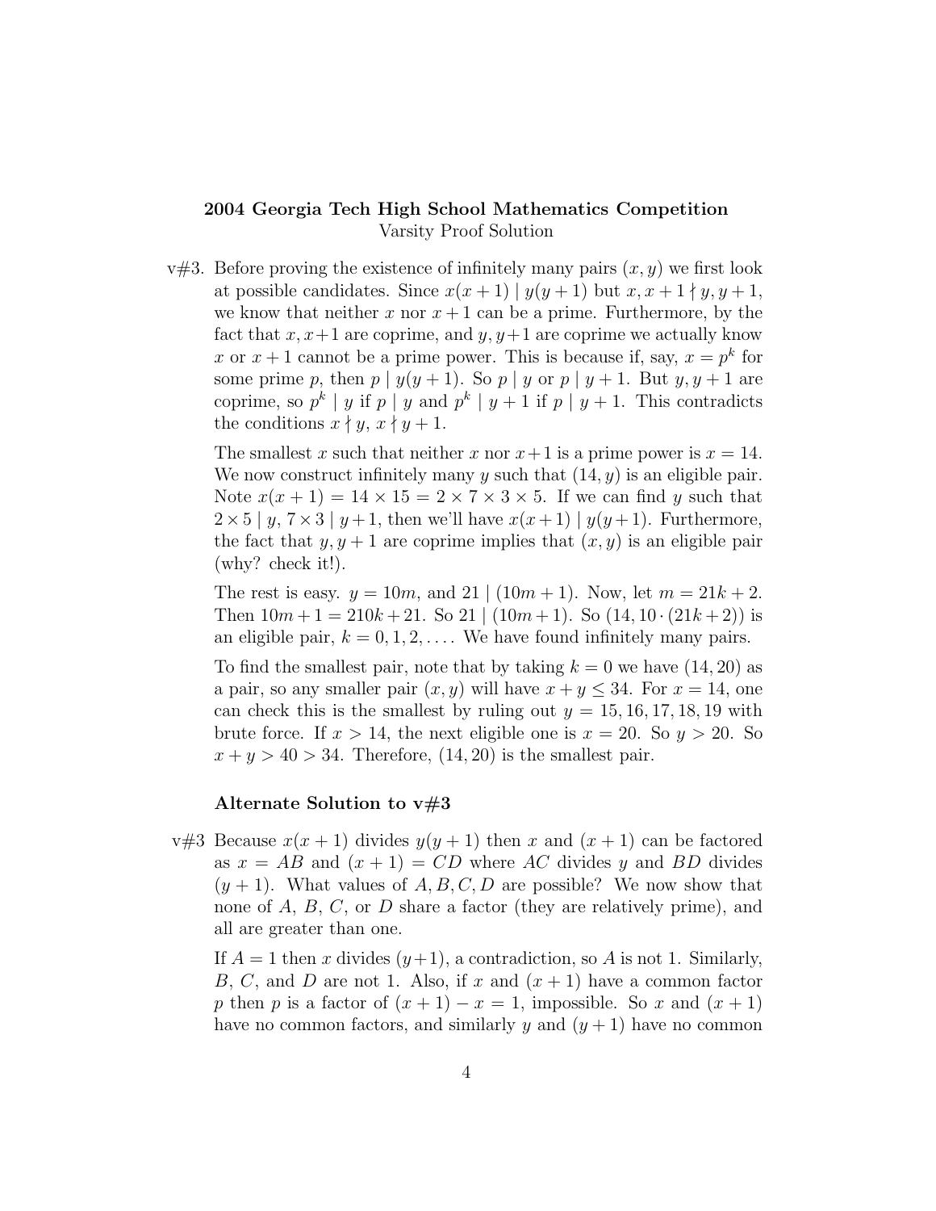**2004 Georgia Tech High School Mathematics Competition**
Varsity Proof Solution

v#3. Before proving the existence of infinitely many pairs $(x, y)$ we first look at possible candidates. Since $x(x+1) \mid y(y+1)$ but $x, x+1 \nmid y, y+1$, we know that neither $x$ nor $x+1$ can be a prime. Furthermore, by the fact that $x, x+1$ are coprime, and $y, y+1$ are coprime we actually know $x$ or $x+1$ cannot be a prime power. This is because if, say, $x = p^k$ for some prime $p$, then $p \mid y(y+1)$. So $p \mid y$ or $p \mid y+1$. But $y, y+1$ are coprime, so $p^k \mid y$ if $p \mid y$ and $p^k \mid y+1$ if $p \mid y+1$. This contradicts the conditions $x \nmid y$, $x \nmid y+1$.

The smallest $x$ such that neither $x$ nor $x+1$ is a prime power is $x = 14$. We now construct infinitely many $y$ such that $(14, y)$ is an eligible pair. Note $x(x+1) = 14 \times 15 = 2 \times 7 \times 3 \times 5$. If we can find $y$ such that $2 \times 5 \mid y$, $7 \times 3 \mid y+1$, then we'll have $x(x+1) \mid y(y+1)$. Furthermore, the fact that $y, y+1$ are coprime implies that $(x, y)$ is an eligible pair (why? check it!).

The rest is easy. $y = 10m$, and $21 \mid (10m+1)$. Now, let $m = 21k+2$. Then $10m+1 = 210k+21$. So $21 \mid (10m+1)$. So $(14, 10 \cdot (21k+2))$ is an eligible pair, $k = 0, 1, 2, \ldots$. We have found infinitely many pairs.

To find the smallest pair, note that by taking $k = 0$ we have $(14, 20)$ as a pair, so any smaller pair $(x, y)$ will have $x + y \leq 34$. For $x = 14$, one can check this is the smallest by ruling out $y = 15, 16, 17, 18, 19$ with brute force. If $x > 14$, the next eligible one is $x = 20$. So $y > 20$. So $x + y > 40 > 34$. Therefore, $(14, 20)$ is the smallest pair.

**Alternate Solution to v#3**

v#3 Because $x(x+1)$ divides $y(y+1)$ then $x$ and $(x+1)$ can be factored as $x = AB$ and $(x+1) = CD$ where $AC$ divides $y$ and $BD$ divides $(y+1)$. What values of $A, B, C, D$ are possible? We now show that none of $A$, $B$, $C$, or $D$ share a factor (they are relatively prime), and all are greater than one.

If $A = 1$ then $x$ divides $(y+1)$, a contradiction, so $A$ is not 1. Similarly, $B$, $C$, and $D$ are not 1. Also, if $x$ and $(x+1)$ have a common factor $p$ then $p$ is a factor of $(x+1) - x = 1$, impossible. So $x$ and $(x+1)$ have no common factors, and similarly $y$ and $(y+1)$ have no common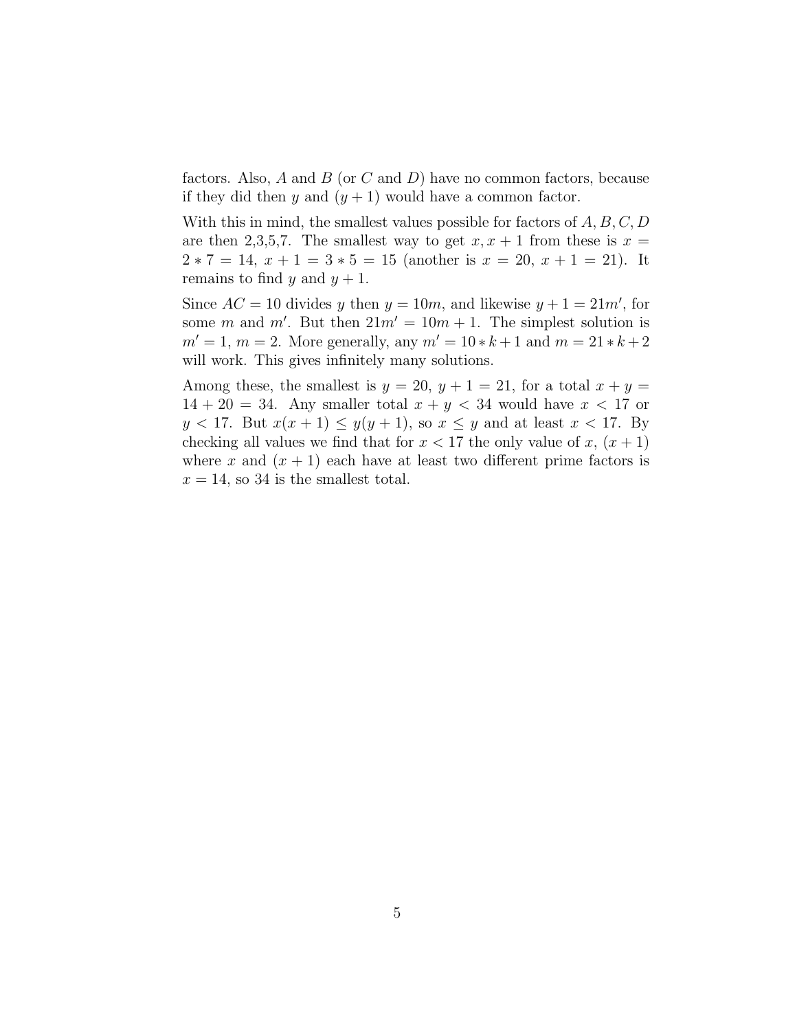factors. Also, $A$ and $B$ (or $C$ and $D$) have no common factors, because if they did then $y$ and $(y + 1)$ would have a common factor.

With this in mind, the smallest values possible for factors of $A, B, C, D$ are then 2,3,5,7. The smallest way to get $x, x + 1$ from these is $x = 2 * 7 = 14$, $x + 1 = 3 * 5 = 15$ (another is $x = 20$, $x + 1 = 21$). It remains to find $y$ and $y + 1$.

Since $AC = 10$ divides $y$ then $y = 10m$, and likewise $y + 1 = 21m'$, for some $m$ and $m'$. But then $21m' = 10m + 1$. The simplest solution is $m' = 1$, $m = 2$. More generally, any $m' = 10 * k + 1$ and $m = 21 * k + 2$ will work. This gives infinitely many solutions.

Among these, the smallest is $y = 20$, $y + 1 = 21$, for a total $x + y = 14 + 20 = 34$. Any smaller total $x + y < 34$ would have $x < 17$ or $y < 17$. But $x(x + 1) \leq y(y + 1)$, so $x \leq y$ and at least $x < 17$. By checking all values we find that for $x < 17$ the only value of $x$, $(x + 1)$ where $x$ and $(x + 1)$ each have at least two different prime factors is $x = 14$, so 34 is the smallest total.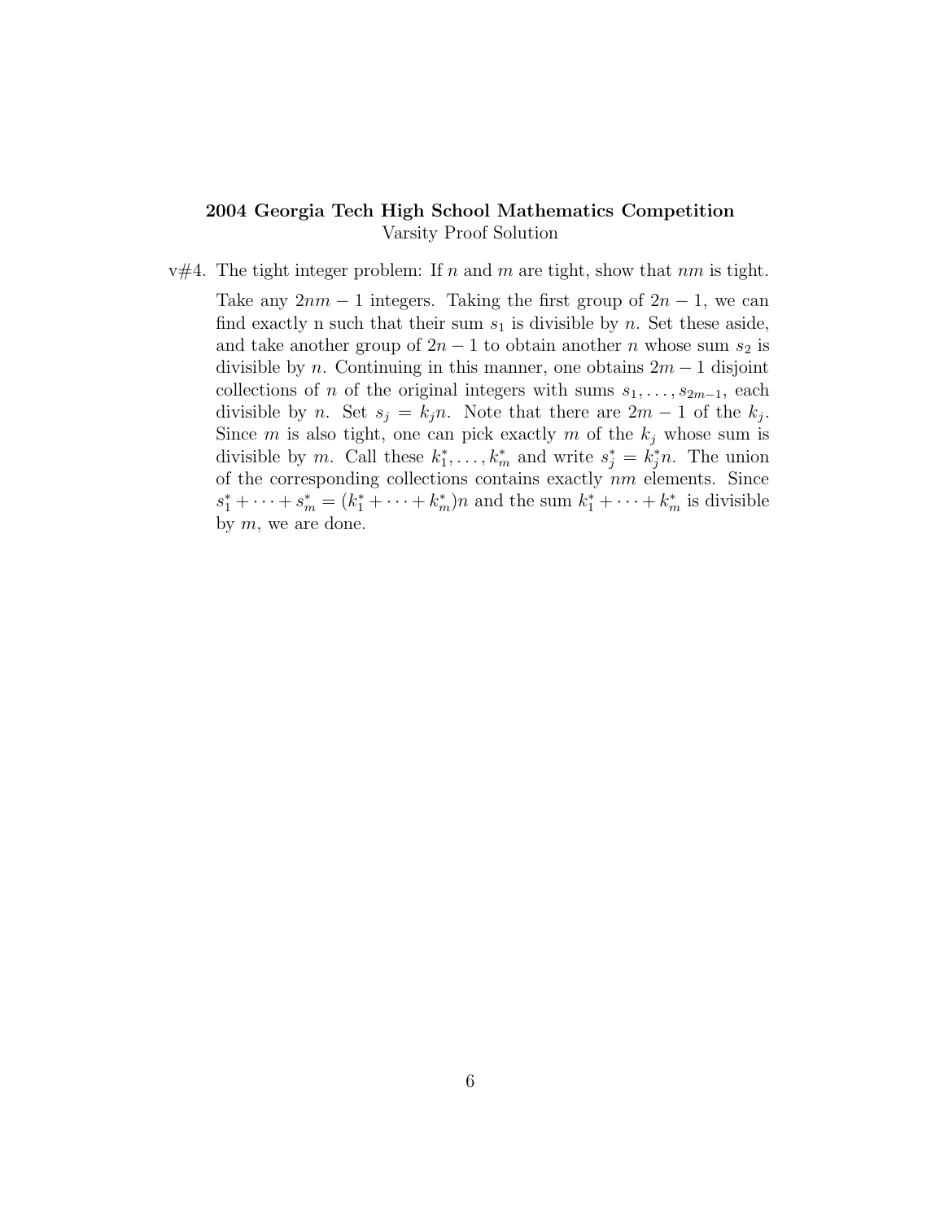**2004 Georgia Tech High School Mathematics Competition**
Varsity Proof Solution

v#4. The tight integer problem: If $n$ and $m$ are tight, show that $nm$ is tight.

Take any $2nm - 1$ integers. Taking the first group of $2n - 1$, we can find exactly n such that their sum $s_1$ is divisible by $n$. Set these aside, and take another group of $2n - 1$ to obtain another $n$ whose sum $s_2$ is divisible by $n$. Continuing in this manner, one obtains $2m - 1$ disjoint collections of $n$ of the original integers with sums $s_1, \ldots, s_{2m-1}$, each divisible by $n$. Set $s_j = k_j n$. Note that there are $2m - 1$ of the $k_j$. Since $m$ is also tight, one can pick exactly $m$ of the $k_j$ whose sum is divisible by $m$. Call these $k_1^*, \ldots, k_m^*$ and write $s_j^* = k_j^* n$. The union of the corresponding collections contains exactly $nm$ elements. Since $s_1^* + \cdots + s_m^* = (k_1^* + \cdots + k_m^*)n$ and the sum $k_1^* + \cdots + k_m^*$ is divisible by $m$, we are done.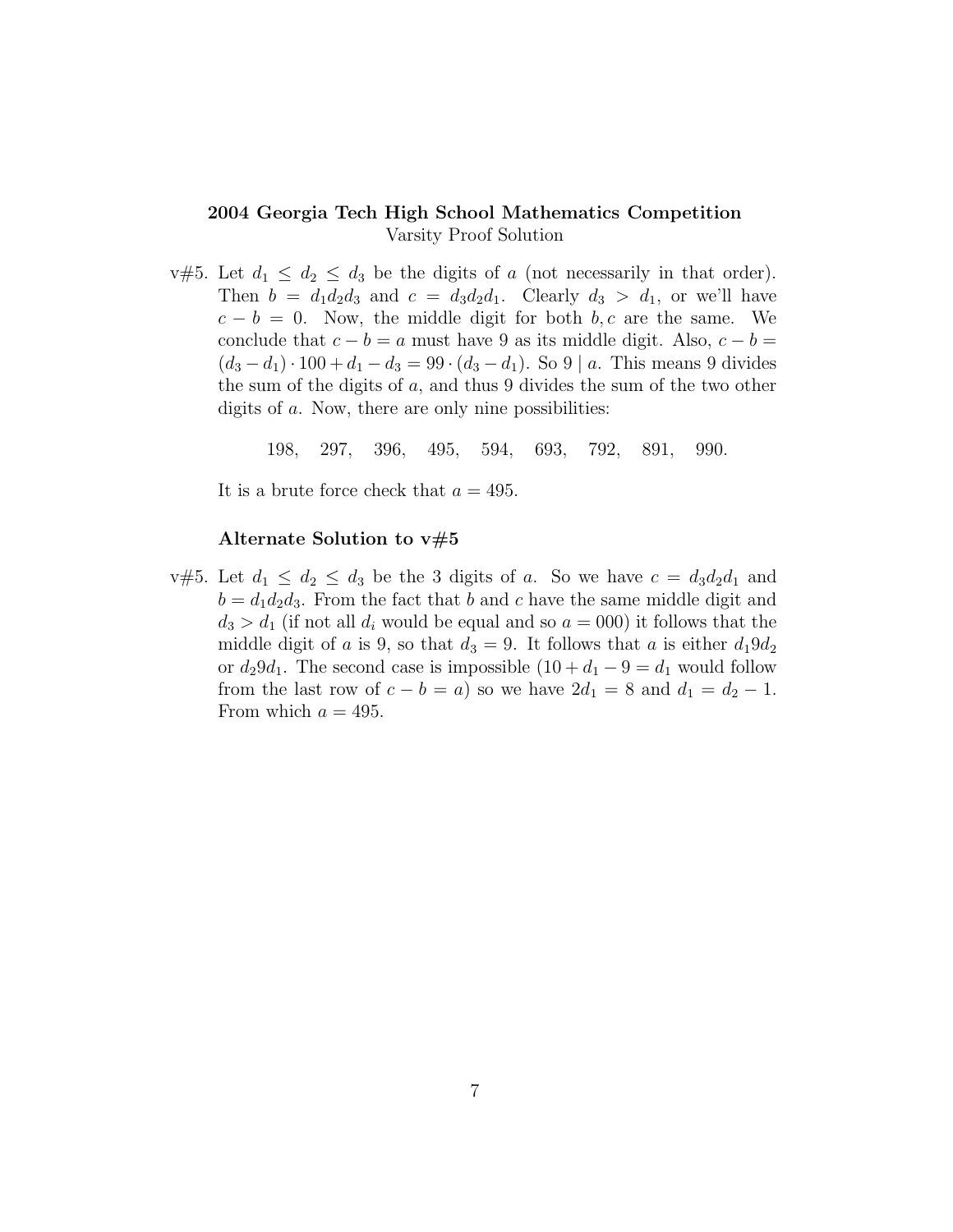**2004 Georgia Tech High School Mathematics Competition**
Varsity Proof Solution

v#5. Let $d_1 \le d_2 \le d_3$ be the digits of $a$ (not necessarily in that order). Then $b = d_1d_2d_3$ and $c = d_3d_2d_1$. Clearly $d_3 > d_1$, or we'll have $c - b = 0$. Now, the middle digit for both $b, c$ are the same. We conclude that $c - b = a$ must have 9 as its middle digit. Also, $c - b = (d_3 - d_1) \cdot 100 + d_1 - d_3 = 99 \cdot (d_3 - d_1)$. So $9 \mid a$. This means 9 divides the sum of the digits of $a$, and thus 9 divides the sum of the two other digits of $a$. Now, there are only nine possibilities:

$$198, \quad 297, \quad 396, \quad 495, \quad 594, \quad 693, \quad 792, \quad 891, \quad 990.$$

It is a brute force check that $a = 495$.

**Alternate Solution to v#5**

v#5. Let $d_1 \le d_2 \le d_3$ be the 3 digits of $a$. So we have $c = d_3d_2d_1$ and $b = d_1d_2d_3$. From the fact that $b$ and $c$ have the same middle digit and $d_3 > d_1$ (if not all $d_i$ would be equal and so $a = 000$) it follows that the middle digit of $a$ is 9, so that $d_3 = 9$. It follows that $a$ is either $d_19d_2$ or $d_29d_1$. The second case is impossible ($10 + d_1 - 9 = d_1$ would follow from the last row of $c - b = a$) so we have $2d_1 = 8$ and $d_1 = d_2 - 1$. From which $a = 495$.